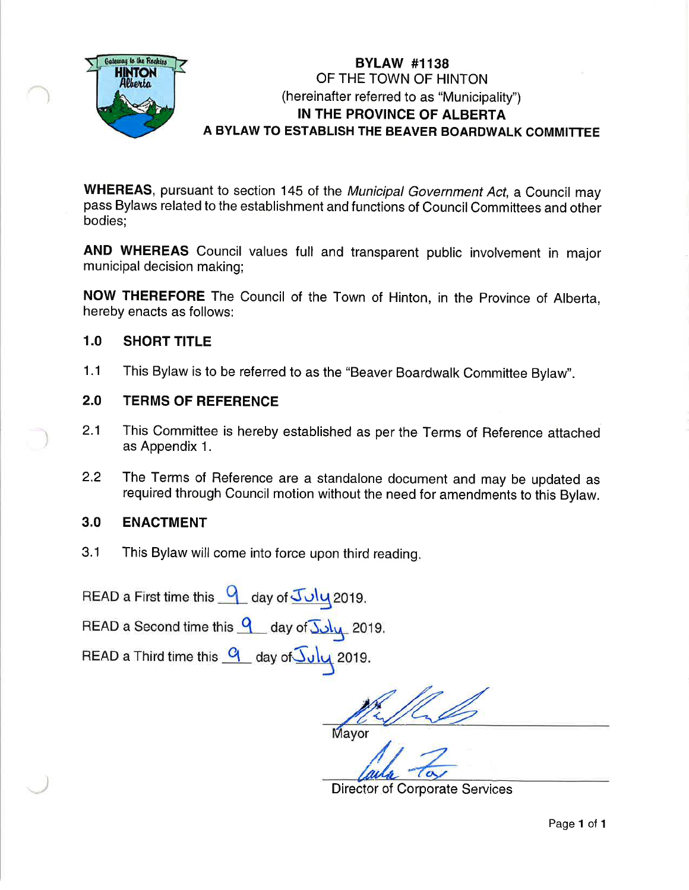# BYLAW #1138

OF THE TOWN OF HINTON
(hereinafter referred to as "Municipality")
**IN THE PROVINCE OF ALBERTA**
**A BYLAW TO ESTABLISH THE BEAVER BOARDWALK COMMITTEE**

**WHEREAS**, pursuant to section 145 of the *Municipal Government Act*, a Council may pass Bylaws related to the establishment and functions of Council Committees and other bodies;

**AND WHEREAS** Council values full and transparent public involvement in major municipal decision making;

**NOW THEREFORE** The Council of the Town of Hinton, in the Province of Alberta, hereby enacts as follows:

## 1.0 SHORT TITLE

1.1 This Bylaw is to be referred to as the "Beaver Boardwalk Committee Bylaw".

## 2.0 TERMS OF REFERENCE

2.1 This Committee is hereby established as per the Terms of Reference attached as Appendix 1.

2.2 The Terms of Reference are a standalone document and may be updated as required through Council motion without the need for amendments to this Bylaw.

## 3.0 ENACTMENT

3.1 This Bylaw will come into force upon third reading.

READ a First time this 9 day of July 2019.

READ a Second time this 9 day of July 2019.

READ a Third time this 9 day of July 2019.

Mayor

Director of Corporate Services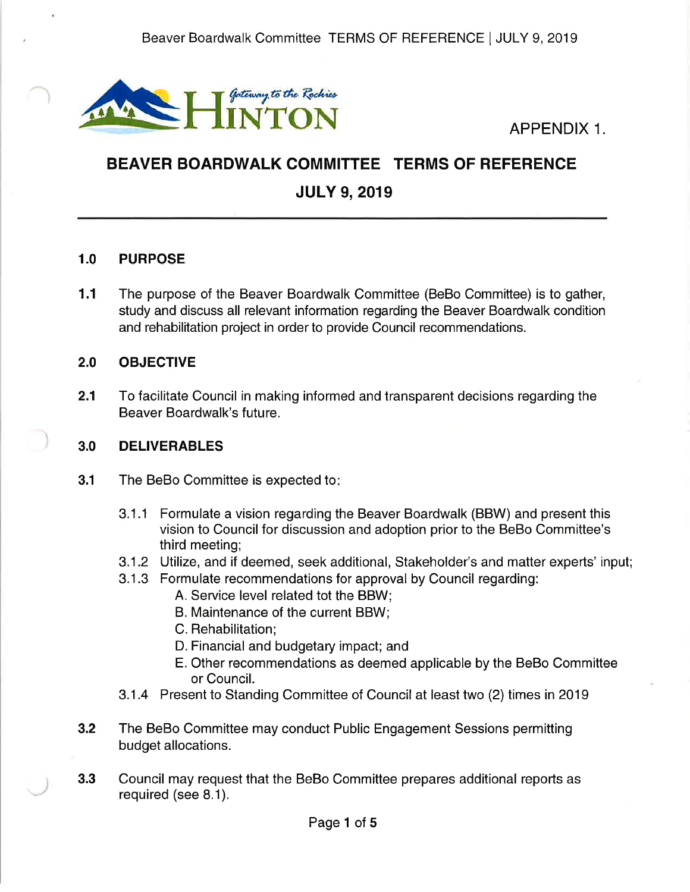APPENDIX 1.

# BEAVER BOARDWALK COMMITTEE TERMS OF REFERENCE

## JULY 9, 2019

---

### 1.0 PURPOSE

**1.1** The purpose of the Beaver Boardwalk Committee (BeBo Committee) is to gather, study and discuss all relevant information regarding the Beaver Boardwalk condition and rehabilitation project in order to provide Council recommendations.

### 2.0 OBJECTIVE

**2.1** To facilitate Council in making informed and transparent decisions regarding the Beaver Boardwalk's future.

### 3.0 DELIVERABLES

**3.1** The BeBo Committee is expected to:

- 3.1.1 Formulate a vision regarding the Beaver Boardwalk (BBW) and present this vision to Council for discussion and adoption prior to the BeBo Committee's third meeting;
- 3.1.2 Utilize, and if deemed, seek additional, Stakeholder's and matter experts' input;
- 3.1.3 Formulate recommendations for approval by Council regarding:
  - A. Service level related tot the BBW;
  - B. Maintenance of the current BBW;
  - C. Rehabilitation;
  - D. Financial and budgetary impact; and
  - E. Other recommendations as deemed applicable by the BeBo Committee or Council.
- 3.1.4 Present to Standing Committee of Council at least two (2) times in 2019

**3.2** The BeBo Committee may conduct Public Engagement Sessions permitting budget allocations.

**3.3** Council may request that the BeBo Committee prepares additional reports as required (see 8.1).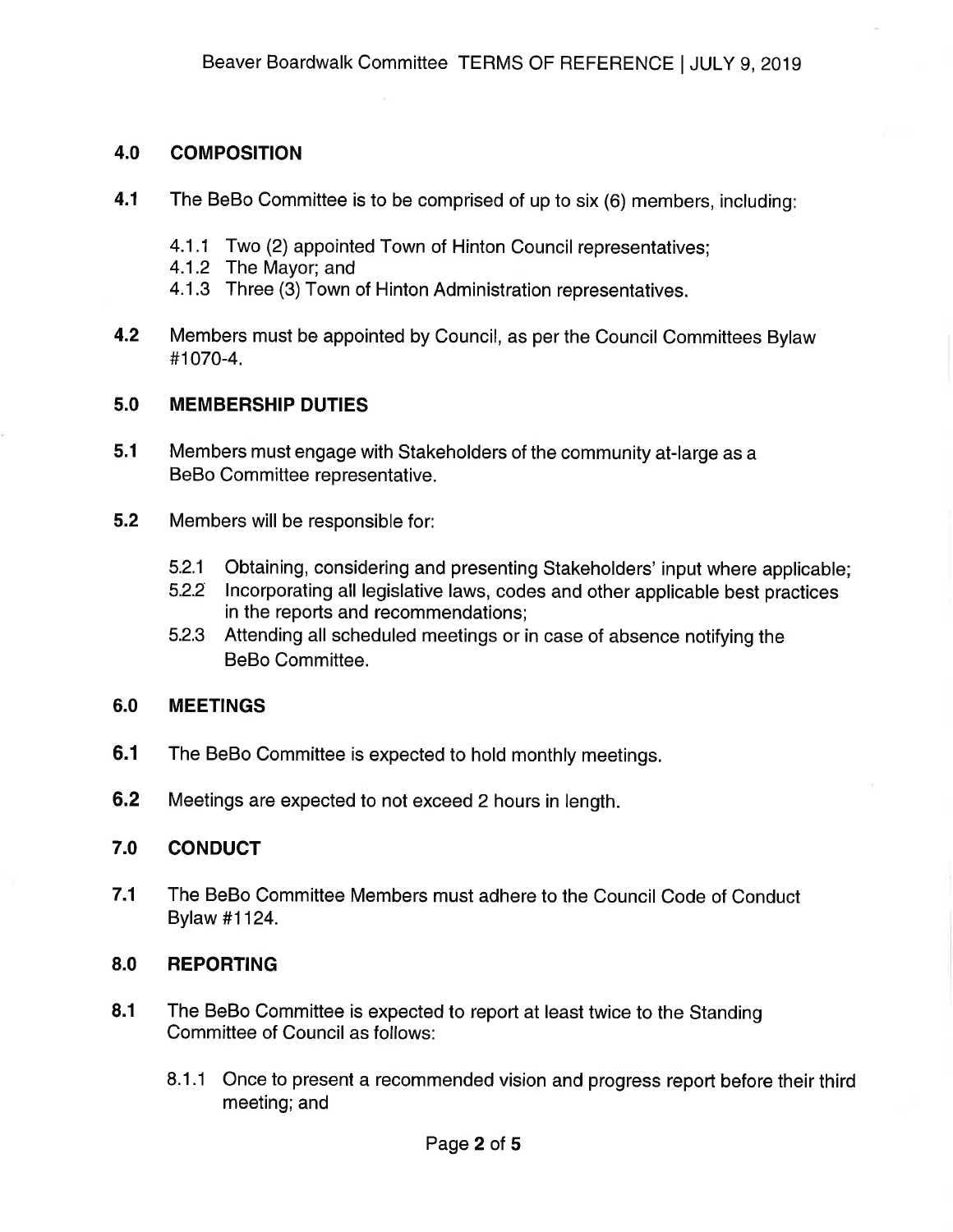## 4.0 COMPOSITION

**4.1** The BeBo Committee is to be comprised of up to six (6) members, including:

- 4.1.1 Two (2) appointed Town of Hinton Council representatives;
- 4.1.2 The Mayor; and
- 4.1.3 Three (3) Town of Hinton Administration representatives.

**4.2** Members must be appointed by Council, as per the Council Committees Bylaw #1070-4.

## 5.0 MEMBERSHIP DUTIES

**5.1** Members must engage with Stakeholders of the community at-large as a BeBo Committee representative.

**5.2** Members will be responsible for:

- 5.2.1 Obtaining, considering and presenting Stakeholders' input where applicable;
- 5.2.2 Incorporating all legislative laws, codes and other applicable best practices in the reports and recommendations;
- 5.2.3 Attending all scheduled meetings or in case of absence notifying the BeBo Committee.

## 6.0 MEETINGS

**6.1** The BeBo Committee is expected to hold monthly meetings.

**6.2** Meetings are expected to not exceed 2 hours in length.

## 7.0 CONDUCT

**7.1** The BeBo Committee Members must adhere to the Council Code of Conduct Bylaw #1124.

## 8.0 REPORTING

**8.1** The BeBo Committee is expected to report at least twice to the Standing Committee of Council as follows:

- 8.1.1 Once to present a recommended vision and progress report before their third meeting; and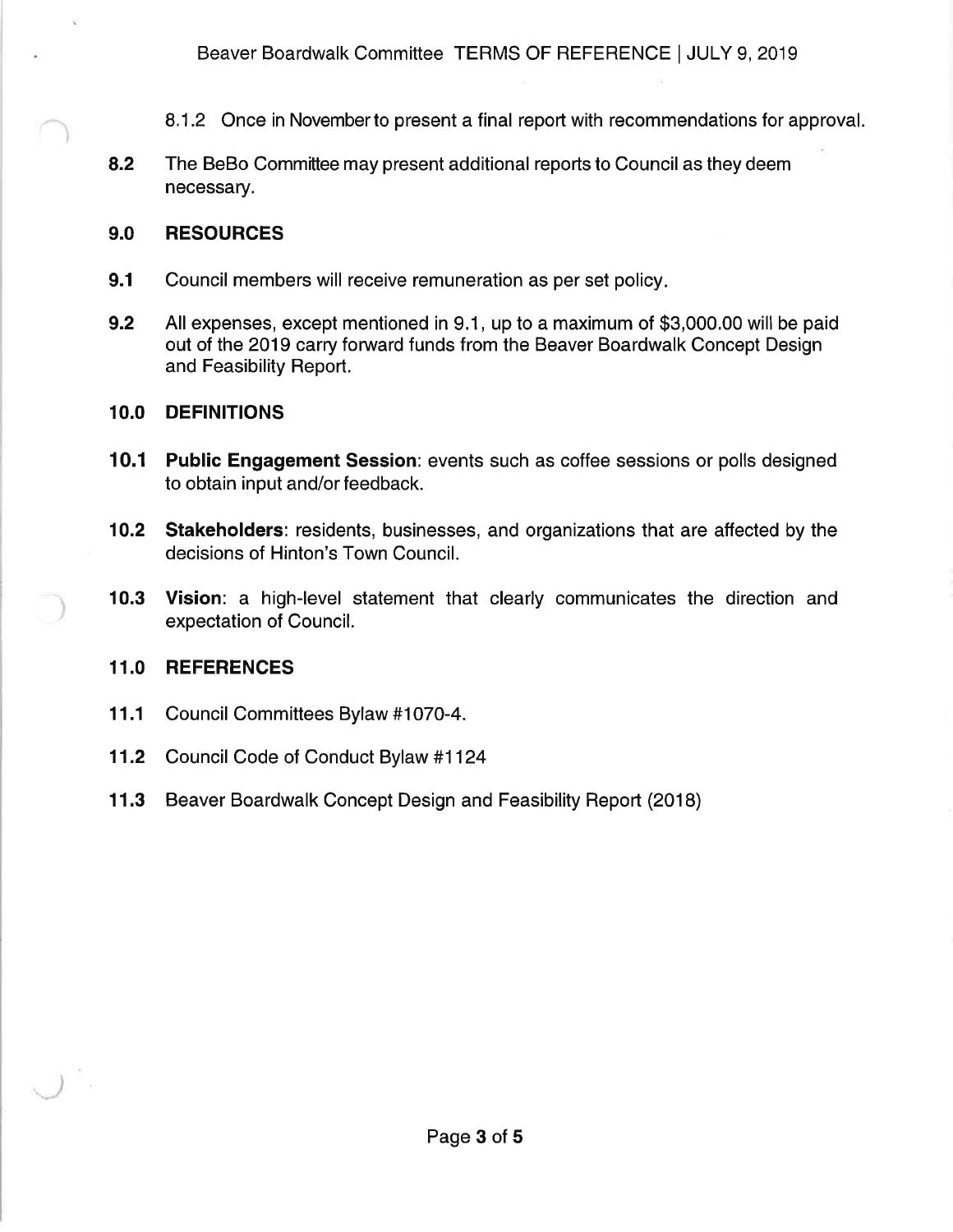8.1.2 Once in November to present a final report with recommendations for approval.

**8.2** The BeBo Committee may present additional reports to Council as they deem necessary.

## 9.0 RESOURCES

**9.1** Council members will receive remuneration as per set policy.

**9.2** All expenses, except mentioned in 9.1, up to a maximum of $3,000.00 will be paid out of the 2019 carry forward funds from the Beaver Boardwalk Concept Design and Feasibility Report.

## 10.0 DEFINITIONS

**10.1** **Public Engagement Session**: events such as coffee sessions or polls designed to obtain input and/or feedback.

**10.2** **Stakeholders**: residents, businesses, and organizations that are affected by the decisions of Hinton's Town Council.

**10.3** **Vision**: a high-level statement that clearly communicates the direction and expectation of Council.

## 11.0 REFERENCES

**11.1** Council Committees Bylaw #1070-4.

**11.2** Council Code of Conduct Bylaw #1124

**11.3** Beaver Boardwalk Concept Design and Feasibility Report (2018)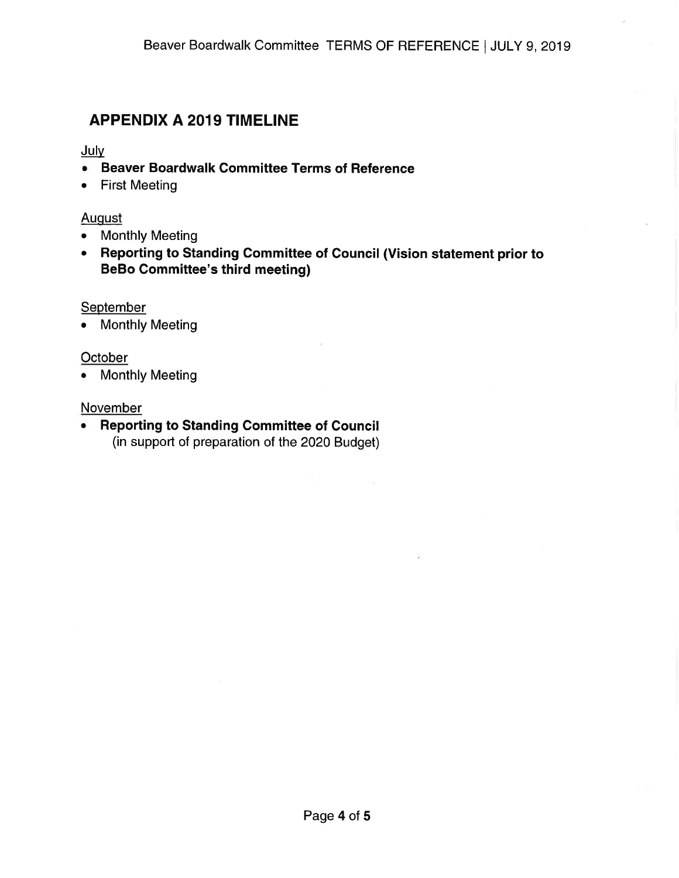## APPENDIX A 2019 TIMELINE

July

- **Beaver Boardwalk Committee Terms of Reference**
- First Meeting

August

- Monthly Meeting
- **Reporting to Standing Committee of Council (Vision statement prior to BeBo Committee's third meeting)**

September

- Monthly Meeting

October

- Monthly Meeting

November

- **Reporting to Standing Committee of Council**
  (in support of preparation of the 2020 Budget)